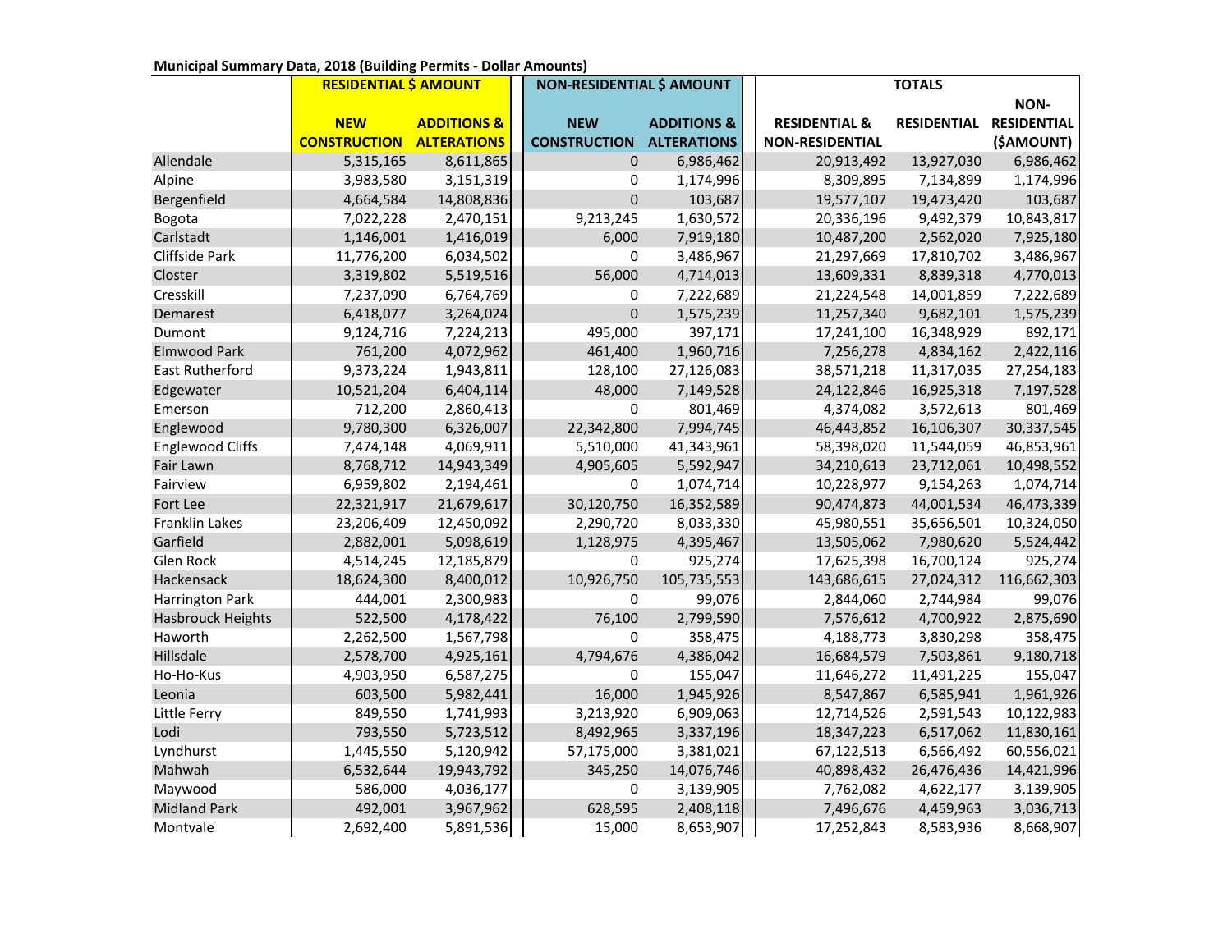**Municipal Summary Data, 2018 (Building Permits - Dollar Amounts)**

| | RESIDENTIAL $ AMOUNT | | NON-RESIDENTIAL $ AMOUNT | | TOTALS | | |
|---|---|---|---|---|---|---|---|
| | NEW CONSTRUCTION | ADDITIONS & ALTERATIONS | NEW CONSTRUCTION | ADDITIONS & ALTERATIONS | RESIDENTIAL & NON-RESIDENTIAL | RESIDENTIAL | NON-RESIDENTIAL ($AMOUNT) |
| Allendale | 5,315,165 | 8,611,865 | 0 | 6,986,462 | 20,913,492 | 13,927,030 | 6,986,462 |
| Alpine | 3,983,580 | 3,151,319 | 0 | 1,174,996 | 8,309,895 | 7,134,899 | 1,174,996 |
| Bergenfield | 4,664,584 | 14,808,836 | 0 | 103,687 | 19,577,107 | 19,473,420 | 103,687 |
| Bogota | 7,022,228 | 2,470,151 | 9,213,245 | 1,630,572 | 20,336,196 | 9,492,379 | 10,843,817 |
| Carlstadt | 1,146,001 | 1,416,019 | 6,000 | 7,919,180 | 10,487,200 | 2,562,020 | 7,925,180 |
| Cliffside Park | 11,776,200 | 6,034,502 | 0 | 3,486,967 | 21,297,669 | 17,810,702 | 3,486,967 |
| Closter | 3,319,802 | 5,519,516 | 56,000 | 4,714,013 | 13,609,331 | 8,839,318 | 4,770,013 |
| Cresskill | 7,237,090 | 6,764,769 | 0 | 7,222,689 | 21,224,548 | 14,001,859 | 7,222,689 |
| Demarest | 6,418,077 | 3,264,024 | 0 | 1,575,239 | 11,257,340 | 9,682,101 | 1,575,239 |
| Dumont | 9,124,716 | 7,224,213 | 495,000 | 397,171 | 17,241,100 | 16,348,929 | 892,171 |
| Elmwood Park | 761,200 | 4,072,962 | 461,400 | 1,960,716 | 7,256,278 | 4,834,162 | 2,422,116 |
| East Rutherford | 9,373,224 | 1,943,811 | 128,100 | 27,126,083 | 38,571,218 | 11,317,035 | 27,254,183 |
| Edgewater | 10,521,204 | 6,404,114 | 48,000 | 7,149,528 | 24,122,846 | 16,925,318 | 7,197,528 |
| Emerson | 712,200 | 2,860,413 | 0 | 801,469 | 4,374,082 | 3,572,613 | 801,469 |
| Englewood | 9,780,300 | 6,326,007 | 22,342,800 | 7,994,745 | 46,443,852 | 16,106,307 | 30,337,545 |
| Englewood Cliffs | 7,474,148 | 4,069,911 | 5,510,000 | 41,343,961 | 58,398,020 | 11,544,059 | 46,853,961 |
| Fair Lawn | 8,768,712 | 14,943,349 | 4,905,605 | 5,592,947 | 34,210,613 | 23,712,061 | 10,498,552 |
| Fairview | 6,959,802 | 2,194,461 | 0 | 1,074,714 | 10,228,977 | 9,154,263 | 1,074,714 |
| Fort Lee | 22,321,917 | 21,679,617 | 30,120,750 | 16,352,589 | 90,474,873 | 44,001,534 | 46,473,339 |
| Franklin Lakes | 23,206,409 | 12,450,092 | 2,290,720 | 8,033,330 | 45,980,551 | 35,656,501 | 10,324,050 |
| Garfield | 2,882,001 | 5,098,619 | 1,128,975 | 4,395,467 | 13,505,062 | 7,980,620 | 5,524,442 |
| Glen Rock | 4,514,245 | 12,185,879 | 0 | 925,274 | 17,625,398 | 16,700,124 | 925,274 |
| Hackensack | 18,624,300 | 8,400,012 | 10,926,750 | 105,735,553 | 143,686,615 | 27,024,312 | 116,662,303 |
| Harrington Park | 444,001 | 2,300,983 | 0 | 99,076 | 2,844,060 | 2,744,984 | 99,076 |
| Hasbrouck Heights | 522,500 | 4,178,422 | 76,100 | 2,799,590 | 7,576,612 | 4,700,922 | 2,875,690 |
| Haworth | 2,262,500 | 1,567,798 | 0 | 358,475 | 4,188,773 | 3,830,298 | 358,475 |
| Hillsdale | 2,578,700 | 4,925,161 | 4,794,676 | 4,386,042 | 16,684,579 | 7,503,861 | 9,180,718 |
| Ho-Ho-Kus | 4,903,950 | 6,587,275 | 0 | 155,047 | 11,646,272 | 11,491,225 | 155,047 |
| Leonia | 603,500 | 5,982,441 | 16,000 | 1,945,926 | 8,547,867 | 6,585,941 | 1,961,926 |
| Little Ferry | 849,550 | 1,741,993 | 3,213,920 | 6,909,063 | 12,714,526 | 2,591,543 | 10,122,983 |
| Lodi | 793,550 | 5,723,512 | 8,492,965 | 3,337,196 | 18,347,223 | 6,517,062 | 11,830,161 |
| Lyndhurst | 1,445,550 | 5,120,942 | 57,175,000 | 3,381,021 | 67,122,513 | 6,566,492 | 60,556,021 |
| Mahwah | 6,532,644 | 19,943,792 | 345,250 | 14,076,746 | 40,898,432 | 26,476,436 | 14,421,996 |
| Maywood | 586,000 | 4,036,177 | 0 | 3,139,905 | 7,762,082 | 4,622,177 | 3,139,905 |
| Midland Park | 492,001 | 3,967,962 | 628,595 | 2,408,118 | 7,496,676 | 4,459,963 | 3,036,713 |
| Montvale | 2,692,400 | 5,891,536 | 15,000 | 8,653,907 | 17,252,843 | 8,583,936 | 8,668,907 |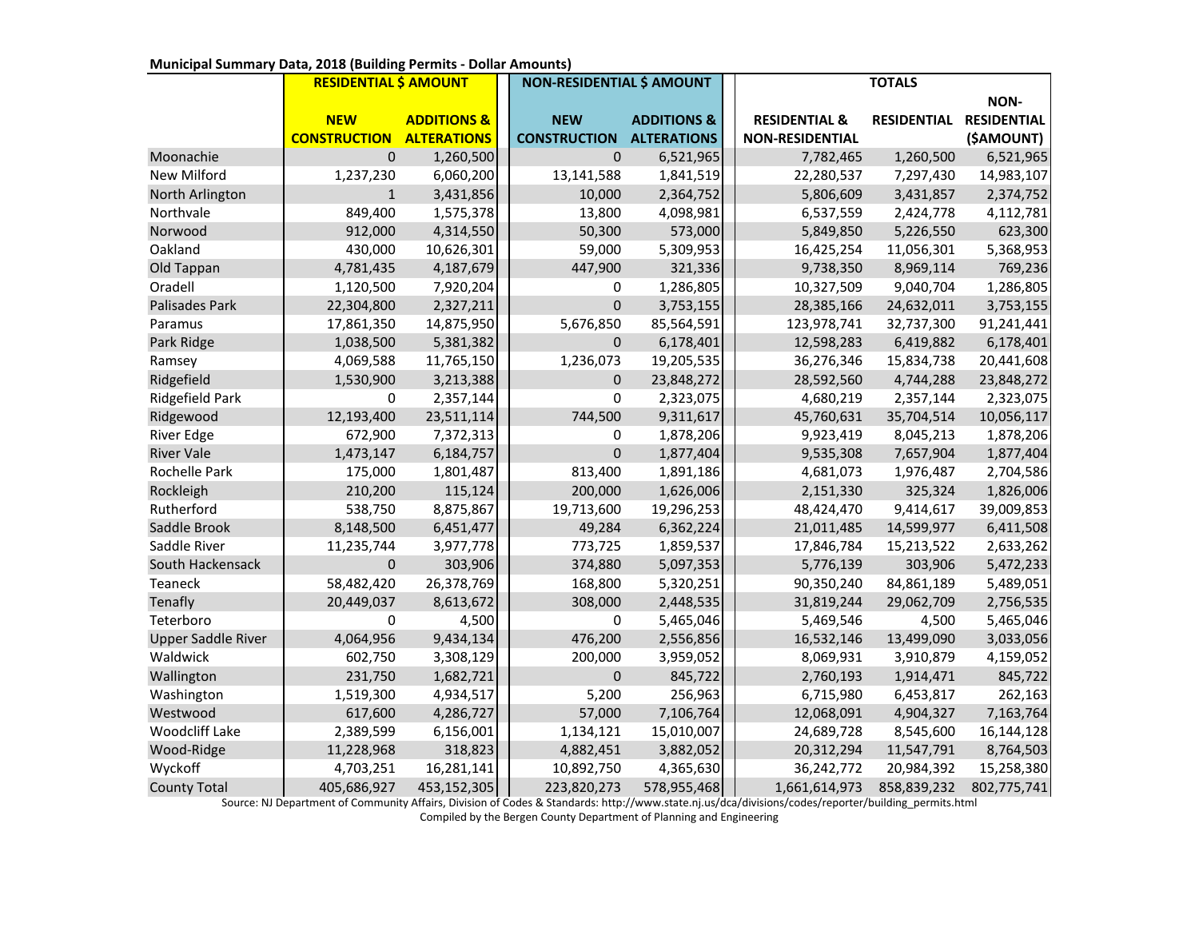**Municipal Summary Data, 2018 (Building Permits - Dollar Amounts)**

| | RESIDENTIAL $ AMOUNT | | NON-RESIDENTIAL $ AMOUNT | | TOTALS | | |
|---|---|---|---|---|---|---|---|
| | NEW CONSTRUCTION | ADDITIONS & ALTERATIONS | NEW CONSTRUCTION | ADDITIONS & ALTERATIONS | RESIDENTIAL & NON-RESIDENTIAL | RESIDENTIAL | NON-RESIDENTIAL ($AMOUNT) |
| Moonachie | 0 | 1,260,500 | 0 | 6,521,965 | 7,782,465 | 1,260,500 | 6,521,965 |
| New Milford | 1,237,230 | 6,060,200 | 13,141,588 | 1,841,519 | 22,280,537 | 7,297,430 | 14,983,107 |
| North Arlington | 1 | 3,431,856 | 10,000 | 2,364,752 | 5,806,609 | 3,431,857 | 2,374,752 |
| Northvale | 849,400 | 1,575,378 | 13,800 | 4,098,981 | 6,537,559 | 2,424,778 | 4,112,781 |
| Norwood | 912,000 | 4,314,550 | 50,300 | 573,000 | 5,849,850 | 5,226,550 | 623,300 |
| Oakland | 430,000 | 10,626,301 | 59,000 | 5,309,953 | 16,425,254 | 11,056,301 | 5,368,953 |
| Old Tappan | 4,781,435 | 4,187,679 | 447,900 | 321,336 | 9,738,350 | 8,969,114 | 769,236 |
| Oradell | 1,120,500 | 7,920,204 | 0 | 1,286,805 | 10,327,509 | 9,040,704 | 1,286,805 |
| Palisades Park | 22,304,800 | 2,327,211 | 0 | 3,753,155 | 28,385,166 | 24,632,011 | 3,753,155 |
| Paramus | 17,861,350 | 14,875,950 | 5,676,850 | 85,564,591 | 123,978,741 | 32,737,300 | 91,241,441 |
| Park Ridge | 1,038,500 | 5,381,382 | 0 | 6,178,401 | 12,598,283 | 6,419,882 | 6,178,401 |
| Ramsey | 4,069,588 | 11,765,150 | 1,236,073 | 19,205,535 | 36,276,346 | 15,834,738 | 20,441,608 |
| Ridgefield | 1,530,900 | 3,213,388 | 0 | 23,848,272 | 28,592,560 | 4,744,288 | 23,848,272 |
| Ridgefield Park | 0 | 2,357,144 | 0 | 2,323,075 | 4,680,219 | 2,357,144 | 2,323,075 |
| Ridgewood | 12,193,400 | 23,511,114 | 744,500 | 9,311,617 | 45,760,631 | 35,704,514 | 10,056,117 |
| River Edge | 672,900 | 7,372,313 | 0 | 1,878,206 | 9,923,419 | 8,045,213 | 1,878,206 |
| River Vale | 1,473,147 | 6,184,757 | 0 | 1,877,404 | 9,535,308 | 7,657,904 | 1,877,404 |
| Rochelle Park | 175,000 | 1,801,487 | 813,400 | 1,891,186 | 4,681,073 | 1,976,487 | 2,704,586 |
| Rockleigh | 210,200 | 115,124 | 200,000 | 1,626,006 | 2,151,330 | 325,324 | 1,826,006 |
| Rutherford | 538,750 | 8,875,867 | 19,713,600 | 19,296,253 | 48,424,470 | 9,414,617 | 39,009,853 |
| Saddle Brook | 8,148,500 | 6,451,477 | 49,284 | 6,362,224 | 21,011,485 | 14,599,977 | 6,411,508 |
| Saddle River | 11,235,744 | 3,977,778 | 773,725 | 1,859,537 | 17,846,784 | 15,213,522 | 2,633,262 |
| South Hackensack | 0 | 303,906 | 374,880 | 5,097,353 | 5,776,139 | 303,906 | 5,472,233 |
| Teaneck | 58,482,420 | 26,378,769 | 168,800 | 5,320,251 | 90,350,240 | 84,861,189 | 5,489,051 |
| Tenafly | 20,449,037 | 8,613,672 | 308,000 | 2,448,535 | 31,819,244 | 29,062,709 | 2,756,535 |
| Teterboro | 0 | 4,500 | 0 | 5,465,046 | 5,469,546 | 4,500 | 5,465,046 |
| Upper Saddle River | 4,064,956 | 9,434,134 | 476,200 | 2,556,856 | 16,532,146 | 13,499,090 | 3,033,056 |
| Waldwick | 602,750 | 3,308,129 | 200,000 | 3,959,052 | 8,069,931 | 3,910,879 | 4,159,052 |
| Wallington | 231,750 | 1,682,721 | 0 | 845,722 | 2,760,193 | 1,914,471 | 845,722 |
| Washington | 1,519,300 | 4,934,517 | 5,200 | 256,963 | 6,715,980 | 6,453,817 | 262,163 |
| Westwood | 617,600 | 4,286,727 | 57,000 | 7,106,764 | 12,068,091 | 4,904,327 | 7,163,764 |
| Woodcliff Lake | 2,389,599 | 6,156,001 | 1,134,121 | 15,010,007 | 24,689,728 | 8,545,600 | 16,144,128 |
| Wood-Ridge | 11,228,968 | 318,823 | 4,882,451 | 3,882,052 | 20,312,294 | 11,547,791 | 8,764,503 |
| Wyckoff | 4,703,251 | 16,281,141 | 10,892,750 | 4,365,630 | 36,242,772 | 20,984,392 | 15,258,380 |
| County Total | 405,686,927 | 453,152,305 | 223,820,273 | 578,955,468 | 1,661,614,973 | 858,839,232 | 802,775,741 |

Source: NJ Department of Community Affairs, Division of Codes & Standards: http://www.state.nj.us/dca/divisions/codes/reporter/building_permits.html

Compiled by the Bergen County Department of Planning and Engineering